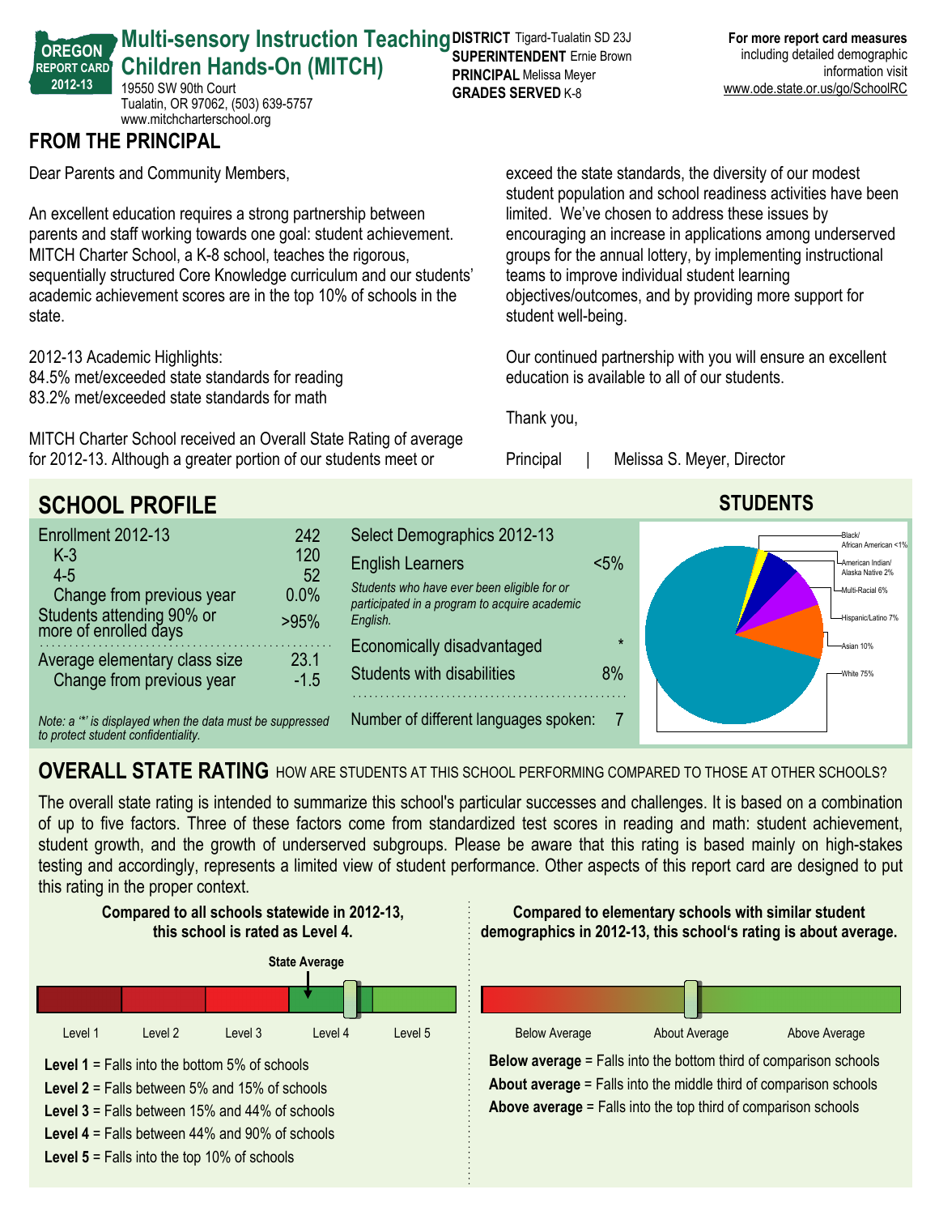# Multi-sensory Instruction Teaching Children Hands-On (MITCH)

**OREGON REPORT CARD 2012-13**

19550 SW 90th Court
Tualatin, OR 97062, (503) 639-5757
www.mitchcharterschool.org

**DISTRICT** Tigard-Tualatin SD 23J
**SUPERINTENDENT** Ernie Brown
**PRINCIPAL** Melissa Meyer
**GRADES SERVED** K-8

**For more report card measures** including detailed demographic information visit www.ode.state.or.us/go/SchoolRC

## FROM THE PRINCIPAL

Dear Parents and Community Members,

An excellent education requires a strong partnership between parents and staff working towards one goal: student achievement. MITCH Charter School, a K-8 school, teaches the rigorous, sequentially structured Core Knowledge curriculum and our students' academic achievement scores are in the top 10% of schools in the state.

2012-13 Academic Highlights:
84.5% met/exceeded state standards for reading
83.2% met/exceeded state standards for math

MITCH Charter School received an Overall State Rating of average for 2012-13. Although a greater portion of our students meet or exceed the state standards, the diversity of our modest student population and school readiness activities have been limited. We've chosen to address these issues by encouraging an increase in applications among underserved groups for the annual lottery, by implementing instructional teams to improve individual student learning objectives/outcomes, and by providing more support for student well-being.

Our continued partnership with you will ensure an excellent education is available to all of our students.

Thank you,

Principal | Melissa S. Meyer, Director

## SCHOOL PROFILE

| | |
|---|---|
| Enrollment 2012-13 | 242 |
| K-3 | 120 |
| 4-5 | 52 |
| Change from previous year | 0.0% |
| Students attending 90% or more of enrolled days | >95% |
| Average elementary class size | 23.1 |
| Change from previous year | -1.5 |

*Note: a '\*' is displayed when the data must be suppressed to protect student confidentiality.*

| Select Demographics 2012-13 | |
|---|---|
| English Learners | <5% |
| *Students who have ever been eligible for or participated in a program to acquire academic English.* | |
| Economically disadvantaged | * |
| Students with disabilities | 8% |
| Number of different languages spoken: | 7 |

## STUDENTS

Black/African American <1%
American Indian/Alaska Native 2%
Multi-Racial 6%
Hispanic/Latino 7%
Asian 10%
White 75%

## OVERALL STATE RATING HOW ARE STUDENTS AT THIS SCHOOL PERFORMING COMPARED TO THOSE AT OTHER SCHOOLS?

The overall state rating is intended to summarize this school's particular successes and challenges. It is based on a combination of up to five factors. Three of these factors come from standardized test scores in reading and math: student achievement, student growth, and the growth of underserved subgroups. Please be aware that this rating is based mainly on high-stakes testing and accordingly, represents a limited view of student performance. Other aspects of this report card are designed to put this rating in the proper context.

**Compared to all schools statewide in 2012-13, this school is rated as Level 4.**

State Average

Level 1 | Level 2 | Level 3 | Level 4 | Level 5

**Level 1** = Falls into the bottom 5% of schools
**Level 2** = Falls between 5% and 15% of schools
**Level 3** = Falls between 15% and 44% of schools
**Level 4** = Falls between 44% and 90% of schools
**Level 5** = Falls into the top 10% of schools

**Compared to elementary schools with similar student demographics in 2012-13, this school's rating is about average.**

Below Average | About Average | Above Average

**Below average** = Falls into the bottom third of comparison schools
**About average** = Falls into the middle third of comparison schools
**Above average** = Falls into the top third of comparison schools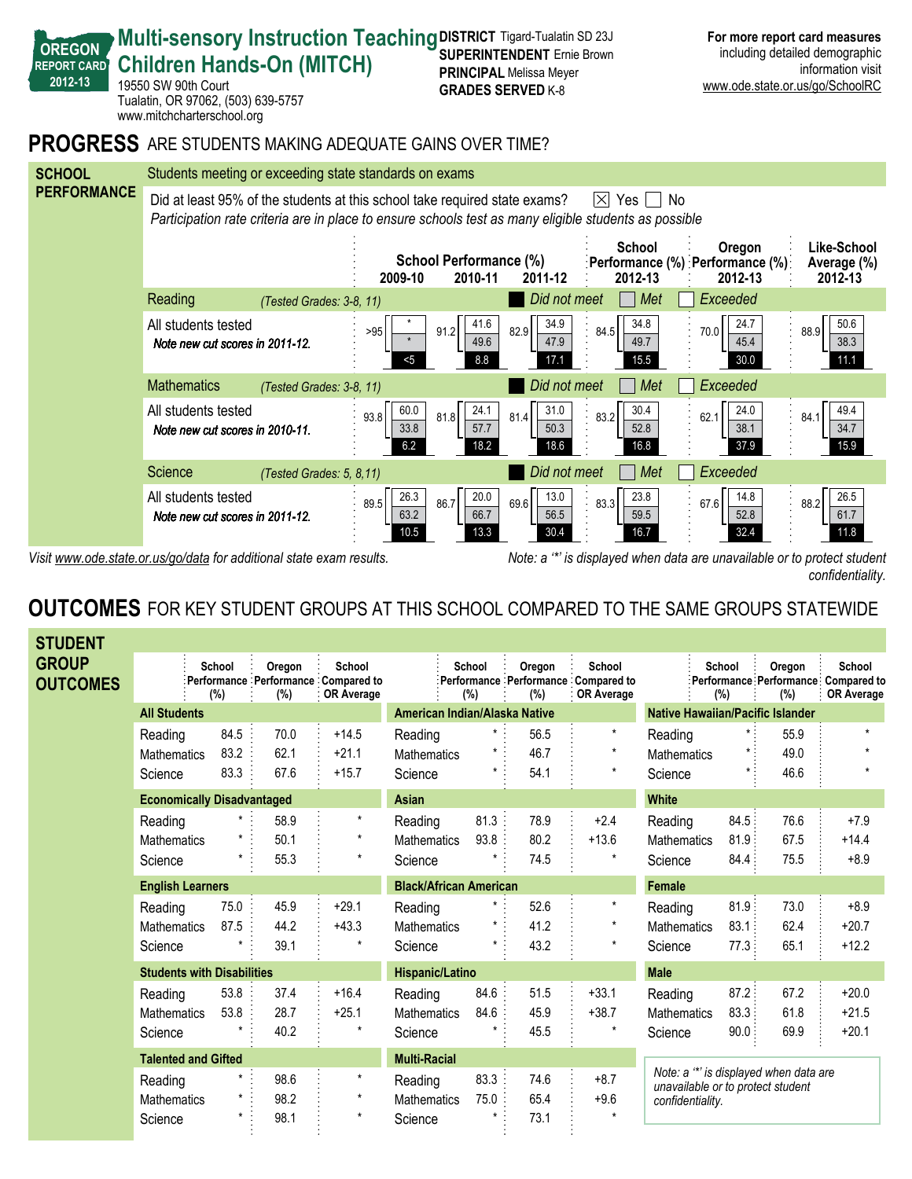# Multi-sensory Instruction Teaching Children Hands-On (MITCH)

OREGON REPORT CARD 2012-13

19550 SW 90th Court
Tualatin, OR 97062, (503) 639-5757
www.mitchcharterschool.org

**DISTRICT** Tigard-Tualatin SD 23J
**SUPERINTENDENT** Ernie Brown
**PRINCIPAL** Melissa Meyer
**GRADES SERVED** K-8

**For more report card measures** including detailed demographic information visit www.ode.state.or.us/go/SchoolRC

## PROGRESS ARE STUDENTS MAKING ADEQUATE GAINS OVER TIME?

### SCHOOL PERFORMANCE

Students meeting or exceeding state standards on exams

Did at least 95% of the students at this school take required state exams? ☒ Yes ☐ No

*Participation rate criteria are in place to ensure schools test as many eligible students as possible*

Each cell: total meeting/exceeding (%) — Exceeded / Met / Did not meet

| | School Performance (%) 2009-10 | School Performance (%) 2010-11 | School Performance (%) 2011-12 | School Performance (%) 2012-13 | Oregon Performance (%) 2012-13 | Like-School Average (%) 2012-13 |
|---|---|---|---|---|---|---|
| **Reading** *(Tested Grades: 3-8, 11)* | | | | | | |
| All students tested *Note new cut scores in 2011-12.* | >95 — * / * / <5 | 91.2 — 41.6 / 49.6 / 8.8 | 82.9 — 34.9 / 47.9 / 17.1 | 84.5 — 34.8 / 49.7 / 15.5 | 70.0 — 24.7 / 45.4 / 30.0 | 88.9 — 50.6 / 38.3 / 11.1 |
| **Mathematics** *(Tested Grades: 3-8, 11)* | | | | | | |
| All students tested *Note new cut scores in 2010-11.* | 93.8 — 60.0 / 33.8 / 6.2 | 81.8 — 24.1 / 57.7 / 18.2 | 81.4 — 31.0 / 50.3 / 18.6 | 83.2 — 30.4 / 52.8 / 16.8 | 62.1 — 24.0 / 38.1 / 37.9 | 84.1 — 49.4 / 34.7 / 15.9 |
| **Science** *(Tested Grades: 5, 8,11)* | | | | | | |
| All students tested *Note new cut scores in 2011-12.* | 89.5 — 26.3 / 63.2 / 10.5 | 86.7 — 20.0 / 66.7 / 13.3 | 69.6 — 13.0 / 56.5 / 30.4 | 83.3 — 23.8 / 59.5 / 16.7 | 67.6 — 14.8 / 52.8 / 32.4 | 88.2 — 26.5 / 61.7 / 11.8 |

*Visit www.ode.state.or.us/go/data for additional state exam results.*

*Note: a '*' is displayed when data are unavailable or to protect student confidentiality.*

## OUTCOMES FOR KEY STUDENT GROUPS AT THIS SCHOOL COMPARED TO THE SAME GROUPS STATEWIDE

### STUDENT GROUP OUTCOMES

| Group | Subject | School Performance (%) | Oregon Performance (%) | School Compared to OR Average |
|---|---|---|---|---|
| **All Students** | Reading | 84.5 | 70.0 | +14.5 |
| | Mathematics | 83.2 | 62.1 | +21.1 |
| | Science | 83.3 | 67.6 | +15.7 |
| **Economically Disadvantaged** | Reading | * | 58.9 | * |
| | Mathematics | * | 50.1 | * |
| | Science | * | 55.3 | * |
| **English Learners** | Reading | 75.0 | 45.9 | +29.1 |
| | Mathematics | 87.5 | 44.2 | +43.3 |
| | Science | * | 39.1 | * |
| **Students with Disabilities** | Reading | 53.8 | 37.4 | +16.4 |
| | Mathematics | 53.8 | 28.7 | +25.1 |
| | Science | * | 40.2 | * |
| **Talented and Gifted** | Reading | * | 98.6 | * |
| | Mathematics | * | 98.2 | * |
| | Science | * | 98.1 | * |
| **American Indian/Alaska Native** | Reading | * | 56.5 | * |
| | Mathematics | * | 46.7 | * |
| | Science | * | 54.1 | * |
| **Asian** | Reading | 81.3 | 78.9 | +2.4 |
| | Mathematics | 93.8 | 80.2 | +13.6 |
| | Science | * | 74.5 | * |
| **Black/African American** | Reading | * | 52.6 | * |
| | Mathematics | * | 41.2 | * |
| | Science | * | 43.2 | * |
| **Hispanic/Latino** | Reading | 84.6 | 51.5 | +33.1 |
| | Mathematics | 84.6 | 45.9 | +38.7 |
| | Science | * | 45.5 | * |
| **Multi-Racial** | Reading | 83.3 | 74.6 | +8.7 |
| | Mathematics | 75.0 | 65.4 | +9.6 |
| | Science | * | 73.1 | * |
| **Native Hawaiian/Pacific Islander** | Reading | * | 55.9 | * |
| | Mathematics | * | 49.0 | * |
| | Science | * | 46.6 | * |
| **White** | Reading | 84.5 | 76.6 | +7.9 |
| | Mathematics | 81.9 | 67.5 | +14.4 |
| | Science | 84.4 | 75.5 | +8.9 |
| **Female** | Reading | 81.9 | 73.0 | +8.9 |
| | Mathematics | 83.1 | 62.4 | +20.7 |
| | Science | 77.3 | 65.1 | +12.2 |
| **Male** | Reading | 87.2 | 67.2 | +20.0 |
| | Mathematics | 83.3 | 61.8 | +21.5 |
| | Science | 90.0 | 69.9 | +20.1 |

*Note: a '*' is displayed when data are unavailable or to protect student confidentiality.*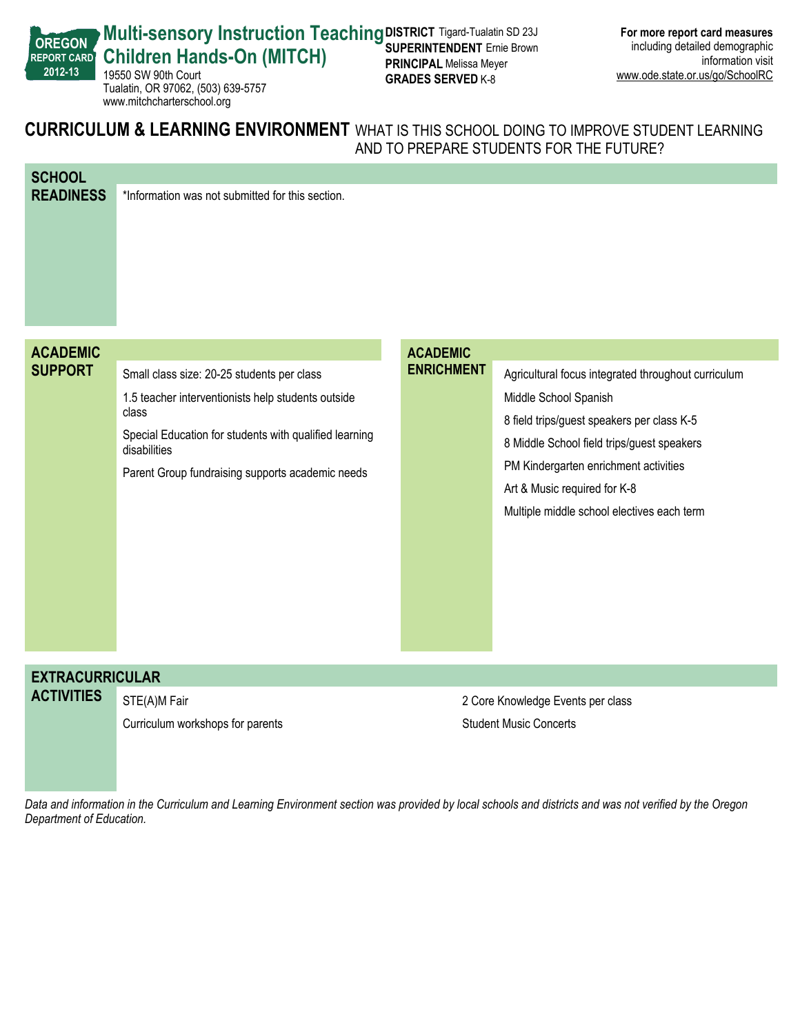**OREGON REPORT CARD 2012-13**

# Multi-sensory Instruction Teaching Children Hands-On (MITCH)

19550 SW 90th Court
Tualatin, OR 97062, (503) 639-5757
www.mitchcharterschool.org

**DISTRICT** Tigard-Tualatin SD 23J
**SUPERINTENDENT** Ernie Brown
**PRINCIPAL** Melissa Meyer
**GRADES SERVED** K-8

**For more report card measures** including detailed demographic information visit www.ode.state.or.us/go/SchoolRC

## CURRICULUM & LEARNING ENVIRONMENT

WHAT IS THIS SCHOOL DOING TO IMPROVE STUDENT LEARNING AND TO PREPARE STUDENTS FOR THE FUTURE?

### SCHOOL READINESS

*Information was not submitted for this section.

### ACADEMIC SUPPORT

- Small class size: 20-25 students per class
- 1.5 teacher interventionists help students outside class
- Special Education for students with qualified learning disabilities
- Parent Group fundraising supports academic needs

### ACADEMIC ENRICHMENT

- Agricultural focus integrated throughout curriculum
- Middle School Spanish
- 8 field trips/guest speakers per class K-5
- 8 Middle School field trips/guest speakers
- PM Kindergarten enrichment activities
- Art & Music required for K-8
- Multiple middle school electives each term

### EXTRACURRICULAR ACTIVITIES

- STE(A)M Fair
- Curriculum workshops for parents
- 2 Core Knowledge Events per class
- Student Music Concerts

*Data and information in the Curriculum and Learning Environment section was provided by local schools and districts and was not verified by the Oregon Department of Education.*